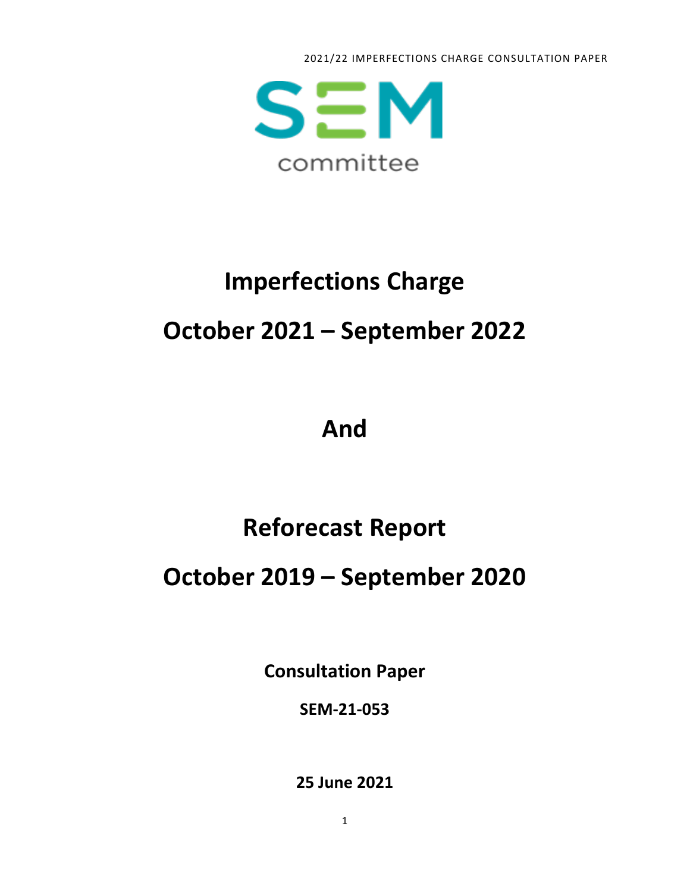SEM committee

# Imperfections Charge

# October 2021 – September 2022

# And

# Reforecast Report

# October 2019 – September 2020

**Consultation Paper**

**SEM-21-053**

**25 June 2021**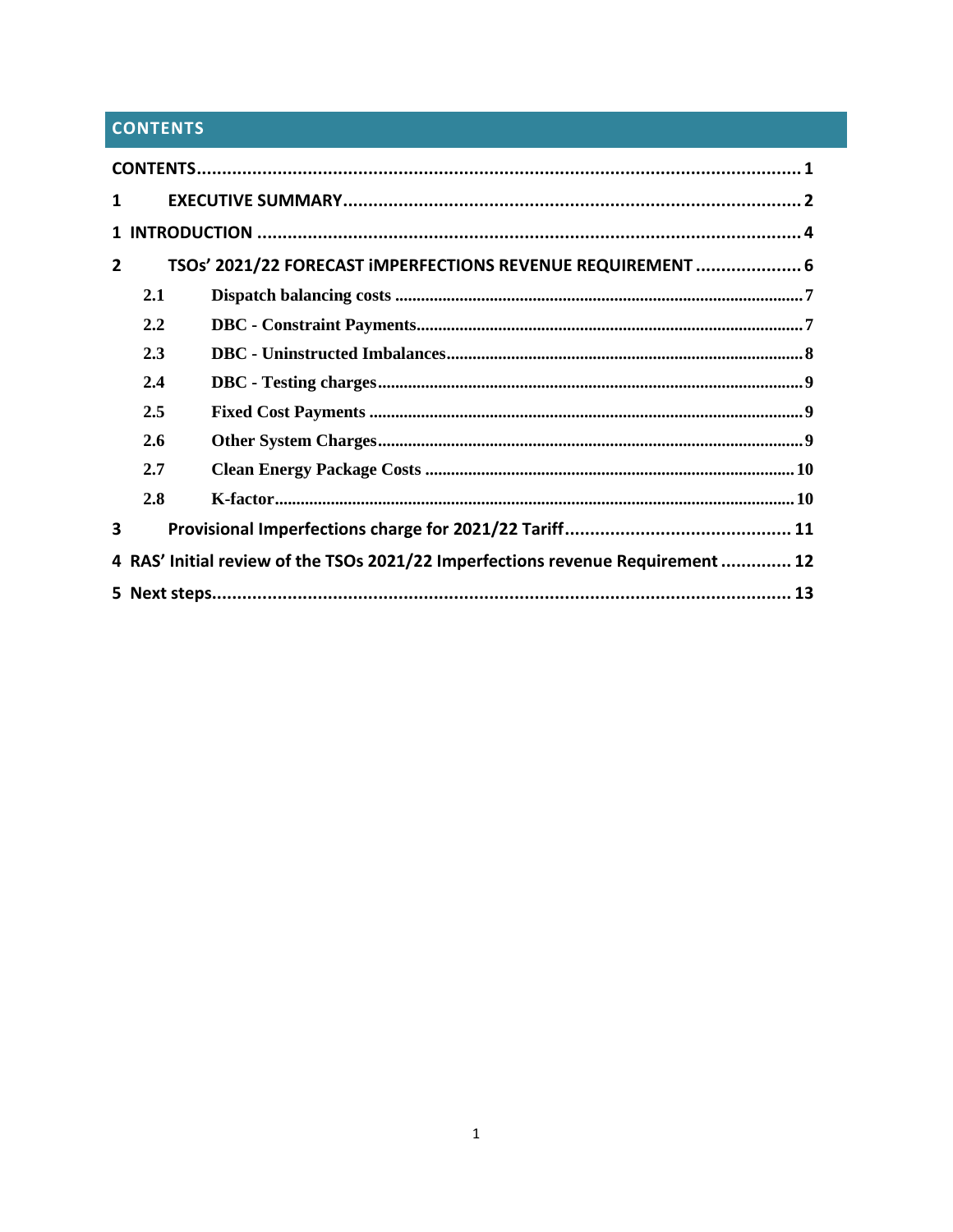# CONTENTS

CONTENTS ........................................................................................................... 1

1 EXECUTIVE SUMMARY ........................................................................................... 2

1 INTRODUCTION ........................................................................................................ 4

2 TSOs' 2021/22 FORECAST iMPERFECTIONS REVENUE REQUIREMENT ..................... 6

- 2.1 Dispatch balancing costs ............................................................................... 7
- 2.2 DBC - Constraint Payments ........................................................................... 7
- 2.3 DBC - Uninstructed Imbalances ..................................................................... 8
- 2.4 DBC - Testing charges ................................................................................... 9
- 2.5 Fixed Cost Payments ..................................................................................... 9
- 2.6 Other System Charges ................................................................................... 9
- 2.7 Clean Energy Package Costs ........................................................................ 10
- 2.8 K-factor ........................................................................................................ 10

3 Provisional Imperfections charge for 2021/22 Tariff ................................................. 11

4 RAS' Initial review of the TSOs 2021/22 Imperfections revenue Requirement ............. 12

5 Next steps ................................................................................................................. 13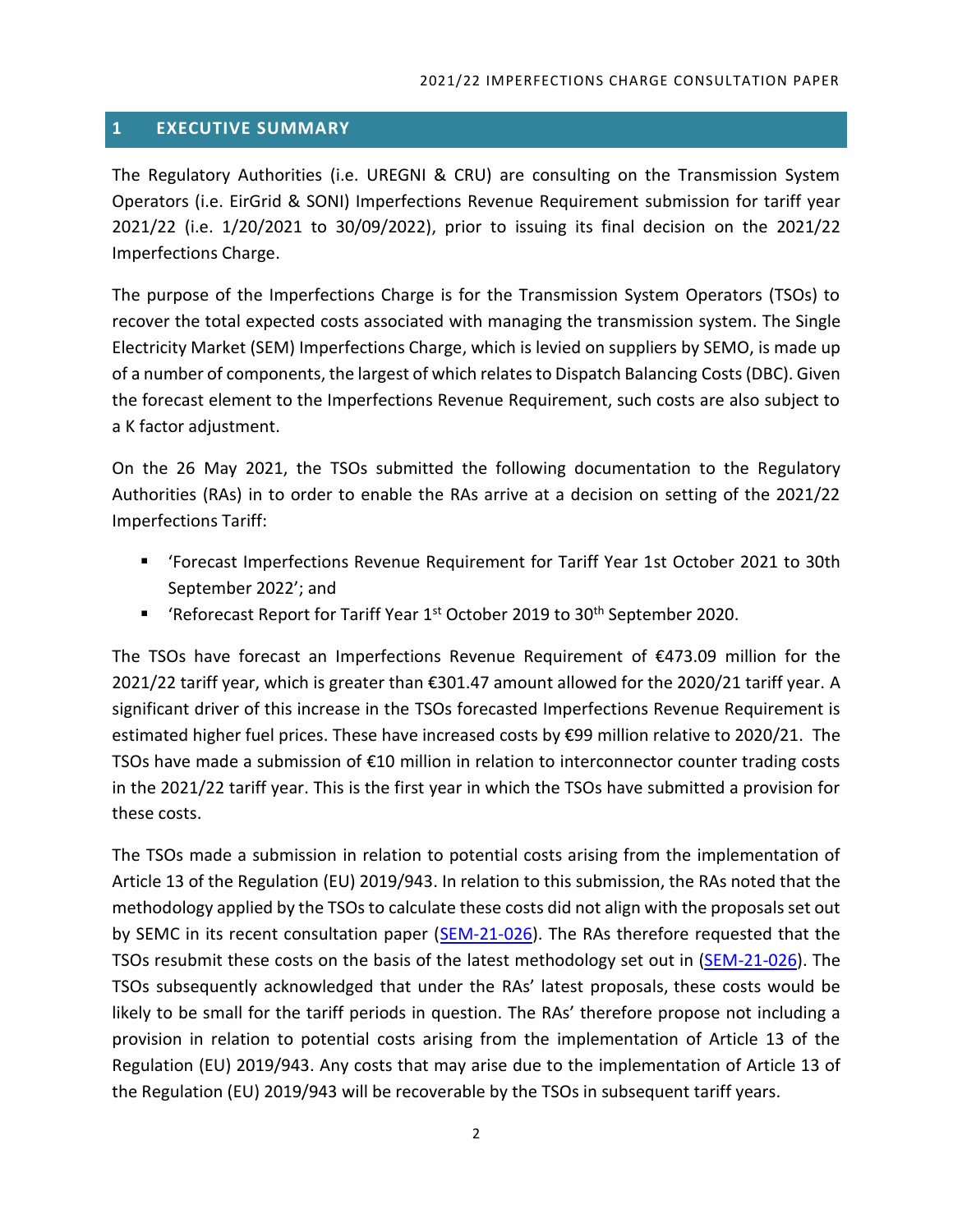## 1 EXECUTIVE SUMMARY

The Regulatory Authorities (i.e. UREGNI & CRU) are consulting on the Transmission System Operators (i.e. EirGrid & SONI) Imperfections Revenue Requirement submission for tariff year 2021/22 (i.e. 1/20/2021 to 30/09/2022), prior to issuing its final decision on the 2021/22 Imperfections Charge.

The purpose of the Imperfections Charge is for the Transmission System Operators (TSOs) to recover the total expected costs associated with managing the transmission system. The Single Electricity Market (SEM) Imperfections Charge, which is levied on suppliers by SEMO, is made up of a number of components, the largest of which relates to Dispatch Balancing Costs (DBC). Given the forecast element to the Imperfections Revenue Requirement, such costs are also subject to a K factor adjustment.

On the 26 May 2021, the TSOs submitted the following documentation to the Regulatory Authorities (RAs) in to order to enable the RAs arrive at a decision on setting of the 2021/22 Imperfections Tariff:

- 'Forecast Imperfections Revenue Requirement for Tariff Year 1st October 2021 to 30th September 2022'; and
- 'Reforecast Report for Tariff Year 1st October 2019 to 30th September 2020.

The TSOs have forecast an Imperfections Revenue Requirement of €473.09 million for the 2021/22 tariff year, which is greater than €301.47 amount allowed for the 2020/21 tariff year. A significant driver of this increase in the TSOs forecasted Imperfections Revenue Requirement is estimated higher fuel prices. These have increased costs by €99 million relative to 2020/21. The TSOs have made a submission of €10 million in relation to interconnector counter trading costs in the 2021/22 tariff year. This is the first year in which the TSOs have submitted a provision for these costs.

The TSOs made a submission in relation to potential costs arising from the implementation of Article 13 of the Regulation (EU) 2019/943. In relation to this submission, the RAs noted that the methodology applied by the TSOs to calculate these costs did not align with the proposals set out by SEMC in its recent consultation paper (SEM-21-026). The RAs therefore requested that the TSOs resubmit these costs on the basis of the latest methodology set out in (SEM-21-026). The TSOs subsequently acknowledged that under the RAs' latest proposals, these costs would be likely to be small for the tariff periods in question. The RAs' therefore propose not including a provision in relation to potential costs arising from the implementation of Article 13 of the Regulation (EU) 2019/943. Any costs that may arise due to the implementation of Article 13 of the Regulation (EU) 2019/943 will be recoverable by the TSOs in subsequent tariff years.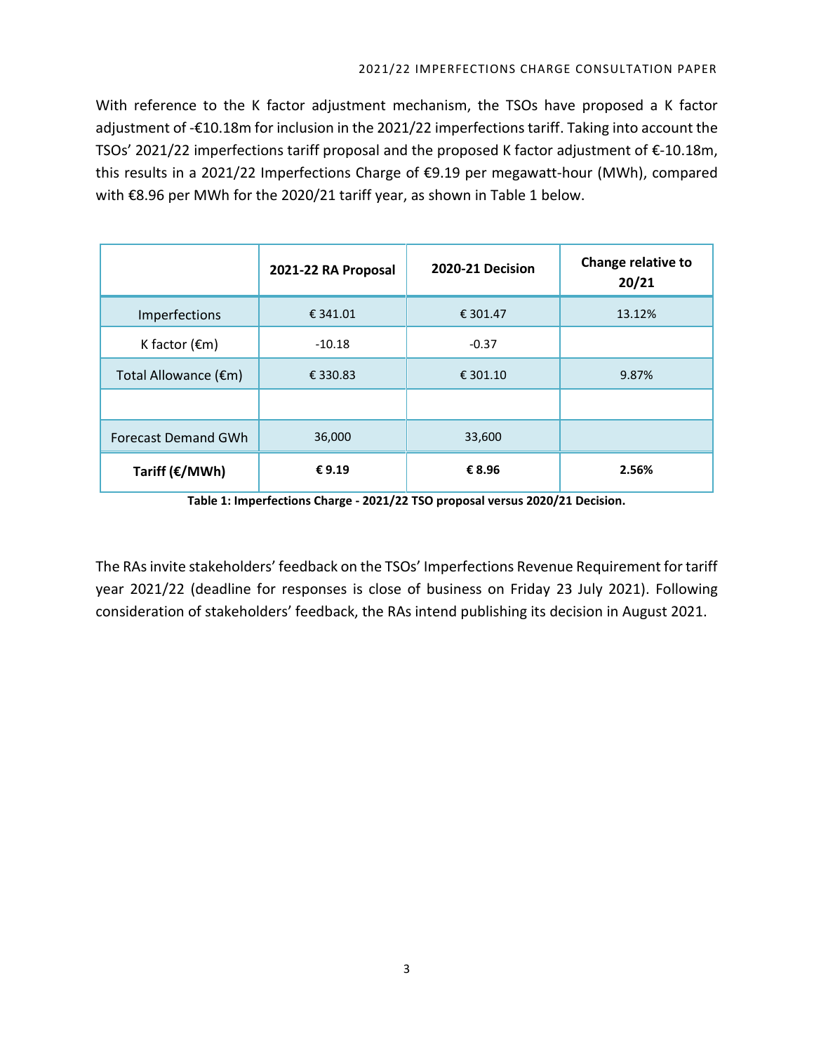With reference to the K factor adjustment mechanism, the TSOs have proposed a K factor adjustment of -€10.18m for inclusion in the 2021/22 imperfections tariff. Taking into account the TSOs' 2021/22 imperfections tariff proposal and the proposed K factor adjustment of €-10.18m, this results in a 2021/22 Imperfections Charge of €9.19 per megawatt-hour (MWh), compared with €8.96 per MWh for the 2020/21 tariff year, as shown in Table 1 below.

| | 2021-22 RA Proposal | 2020-21 Decision | Change relative to 20/21 |
|---|---|---|---|
| Imperfections | € 341.01 | € 301.47 | 13.12% |
| K factor (€m) | -10.18 | -0.37 | |
| Total Allowance (€m) | € 330.83 | € 301.10 | 9.87% |
| | | | |
| Forecast Demand GWh | 36,000 | 33,600 | |
| **Tariff (€/MWh)** | **€ 9.19** | **€ 8.96** | **2.56%** |

**Table 1: Imperfections Charge - 2021/22 TSO proposal versus 2020/21 Decision.**

The RAs invite stakeholders' feedback on the TSOs' Imperfections Revenue Requirement for tariff year 2021/22 (deadline for responses is close of business on Friday 23 July 2021). Following consideration of stakeholders' feedback, the RAs intend publishing its decision in August 2021.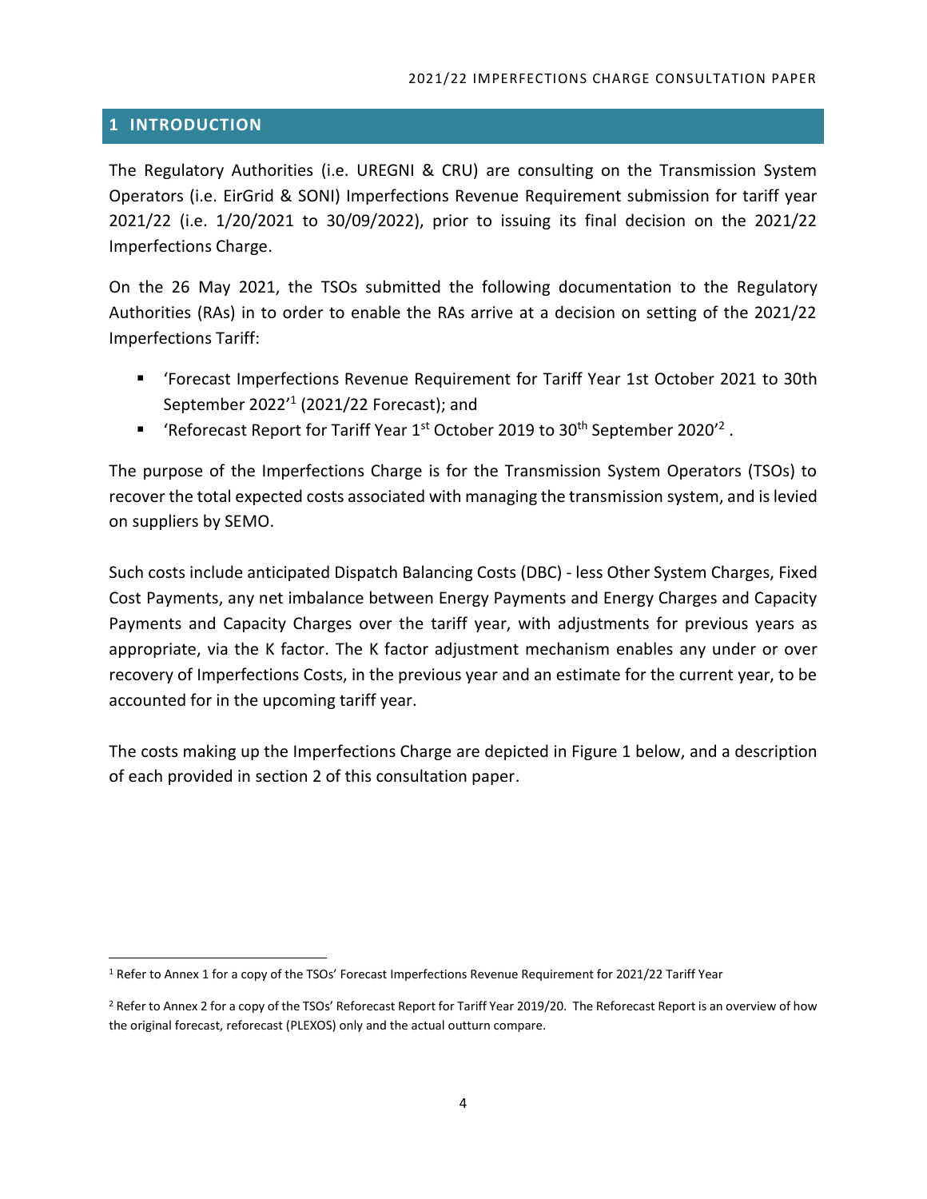# 1 INTRODUCTION

The Regulatory Authorities (i.e. UREGNI & CRU) are consulting on the Transmission System Operators (i.e. EirGrid & SONI) Imperfections Revenue Requirement submission for tariff year 2021/22 (i.e. 1/20/2021 to 30/09/2022), prior to issuing its final decision on the 2021/22 Imperfections Charge.

On the 26 May 2021, the TSOs submitted the following documentation to the Regulatory Authorities (RAs) in to order to enable the RAs arrive at a decision on setting of the 2021/22 Imperfections Tariff:

- 'Forecast Imperfections Revenue Requirement for Tariff Year 1st October 2021 to 30th September 2022'[1] (2021/22 Forecast); and
- 'Reforecast Report for Tariff Year 1st October 2019 to 30th September 2020'[2] .

The purpose of the Imperfections Charge is for the Transmission System Operators (TSOs) to recover the total expected costs associated with managing the transmission system, and is levied on suppliers by SEMO.

Such costs include anticipated Dispatch Balancing Costs (DBC) - less Other System Charges, Fixed Cost Payments, any net imbalance between Energy Payments and Energy Charges and Capacity Payments and Capacity Charges over the tariff year, with adjustments for previous years as appropriate, via the K factor. The K factor adjustment mechanism enables any under or over recovery of Imperfections Costs, in the previous year and an estimate for the current year, to be accounted for in the upcoming tariff year.

The costs making up the Imperfections Charge are depicted in Figure 1 below, and a description of each provided in section 2 of this consultation paper.

---

[1] Refer to Annex 1 for a copy of the TSOs' Forecast Imperfections Revenue Requirement for 2021/22 Tariff Year

[2] Refer to Annex 2 for a copy of the TSOs' Reforecast Report for Tariff Year 2019/20. The Reforecast Report is an overview of how the original forecast, reforecast (PLEXOS) only and the actual outturn compare.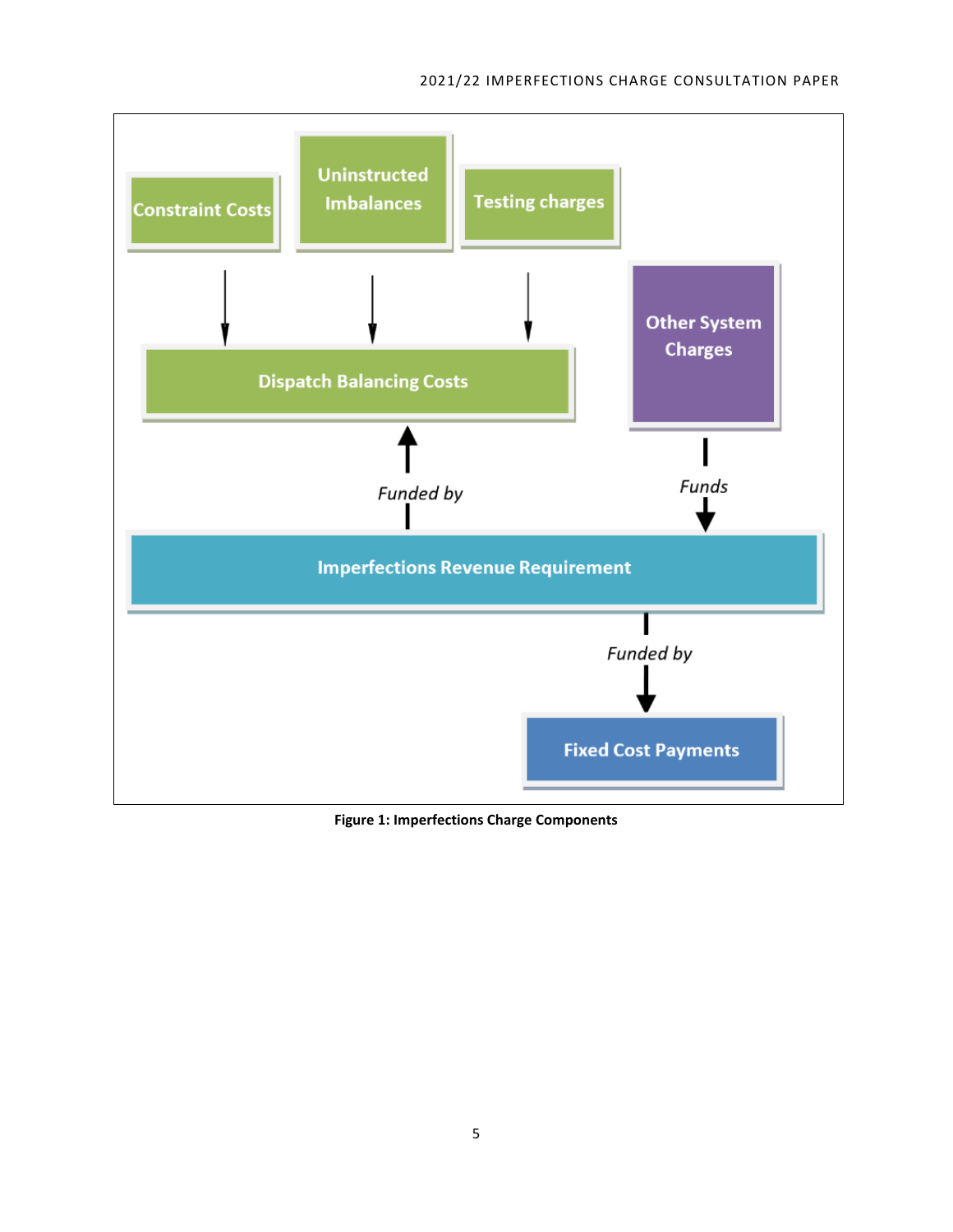Constraint Costs

Uninstructed Imbalances

Testing charges

Dispatch Balancing Costs

Other System Charges

*Funded by*

*Funds*

Imperfections Revenue Requirement

*Funded by*

Fixed Cost Payments

**Figure 1: Imperfections Charge Components**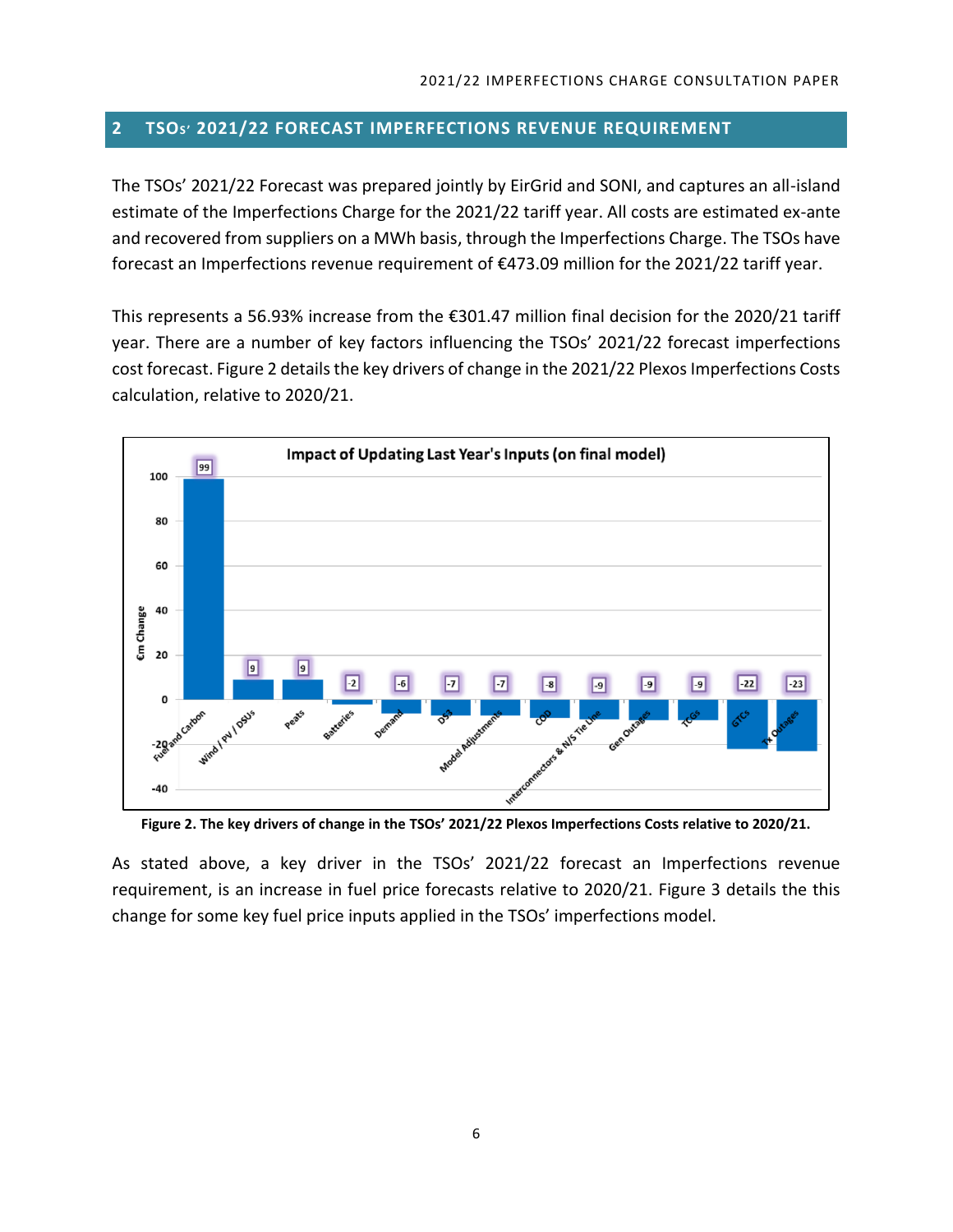## 2 TSOs' 2021/22 FORECAST IMPERFECTIONS REVENUE REQUIREMENT

The TSOs' 2021/22 Forecast was prepared jointly by EirGrid and SONI, and captures an all-island estimate of the Imperfections Charge for the 2021/22 tariff year. All costs are estimated ex-ante and recovered from suppliers on a MWh basis, through the Imperfections Charge. The TSOs have forecast an Imperfections revenue requirement of €473.09 million for the 2021/22 tariff year.

This represents a 56.93% increase from the €301.47 million final decision for the 2020/21 tariff year. There are a number of key factors influencing the TSOs' 2021/22 forecast imperfections cost forecast. Figure 2 details the key drivers of change in the 2021/22 Plexos Imperfections Costs calculation, relative to 2020/21.

**Impact of Updating Last Year's Inputs (on final model)**

| Driver | €m Change |
|---|---|
| Fuel and Carbon | 99 |
| Wind / PV / DSUs | 9 |
| Peats | 9 |
| Batteries | -2 |
| Demand | -6 |
| DS3 | -7 |
| Model Adjustments | -7 |
| COD | -8 |
| Interconnectors & N/S Tie Line | -9 |
| Gen Outages | -9 |
| TCGs | -9 |
| GTCs | -22 |
| Tx Outages | -23 |

**Figure 2. The key drivers of change in the TSOs' 2021/22 Plexos Imperfections Costs relative to 2020/21.**

As stated above, a key driver in the TSOs' 2021/22 forecast an Imperfections revenue requirement, is an increase in fuel price forecasts relative to 2020/21. Figure 3 details the this change for some key fuel price inputs applied in the TSOs' imperfections model.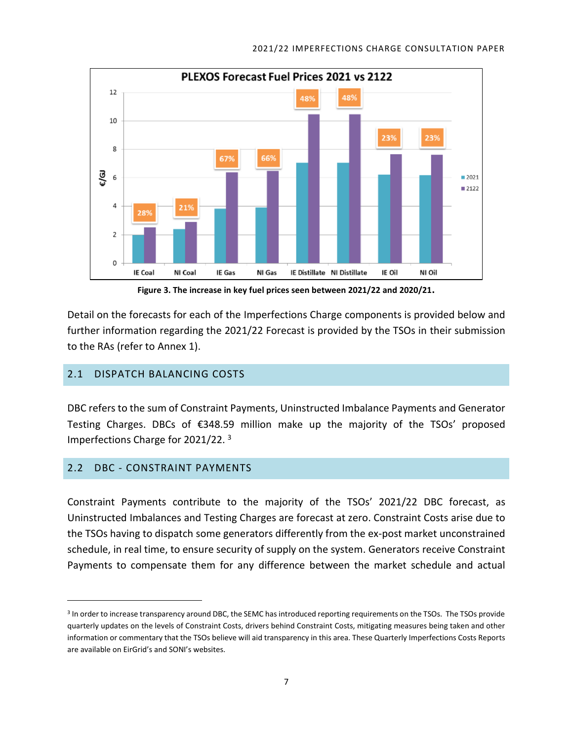**Figure 3. The increase in key fuel prices seen between 2021/22 and 2020/21.**

Detail on the forecasts for each of the Imperfections Charge components is provided below and further information regarding the 2021/22 Forecast is provided by the TSOs in their submission to the RAs (refer to Annex 1).

## 2.1 DISPATCH BALANCING COSTS

DBC refers to the sum of Constraint Payments, Uninstructed Imbalance Payments and Generator Testing Charges. DBCs of €348.59 million make up the majority of the TSOs' proposed Imperfections Charge for 2021/22. [3]

## 2.2 DBC - CONSTRAINT PAYMENTS

Constraint Payments contribute to the majority of the TSOs' 2021/22 DBC forecast, as Uninstructed Imbalances and Testing Charges are forecast at zero. Constraint Costs arise due to the TSOs having to dispatch some generators differently from the ex-post market unconstrained schedule, in real time, to ensure security of supply on the system. Generators receive Constraint Payments to compensate them for any difference between the market schedule and actual

[3] In order to increase transparency around DBC, the SEMC has introduced reporting requirements on the TSOs. The TSOs provide quarterly updates on the levels of Constraint Costs, drivers behind Constraint Costs, mitigating measures being taken and other information or commentary that the TSOs believe will aid transparency in this area. These Quarterly Imperfections Costs Reports are available on EirGrid's and SONI's websites.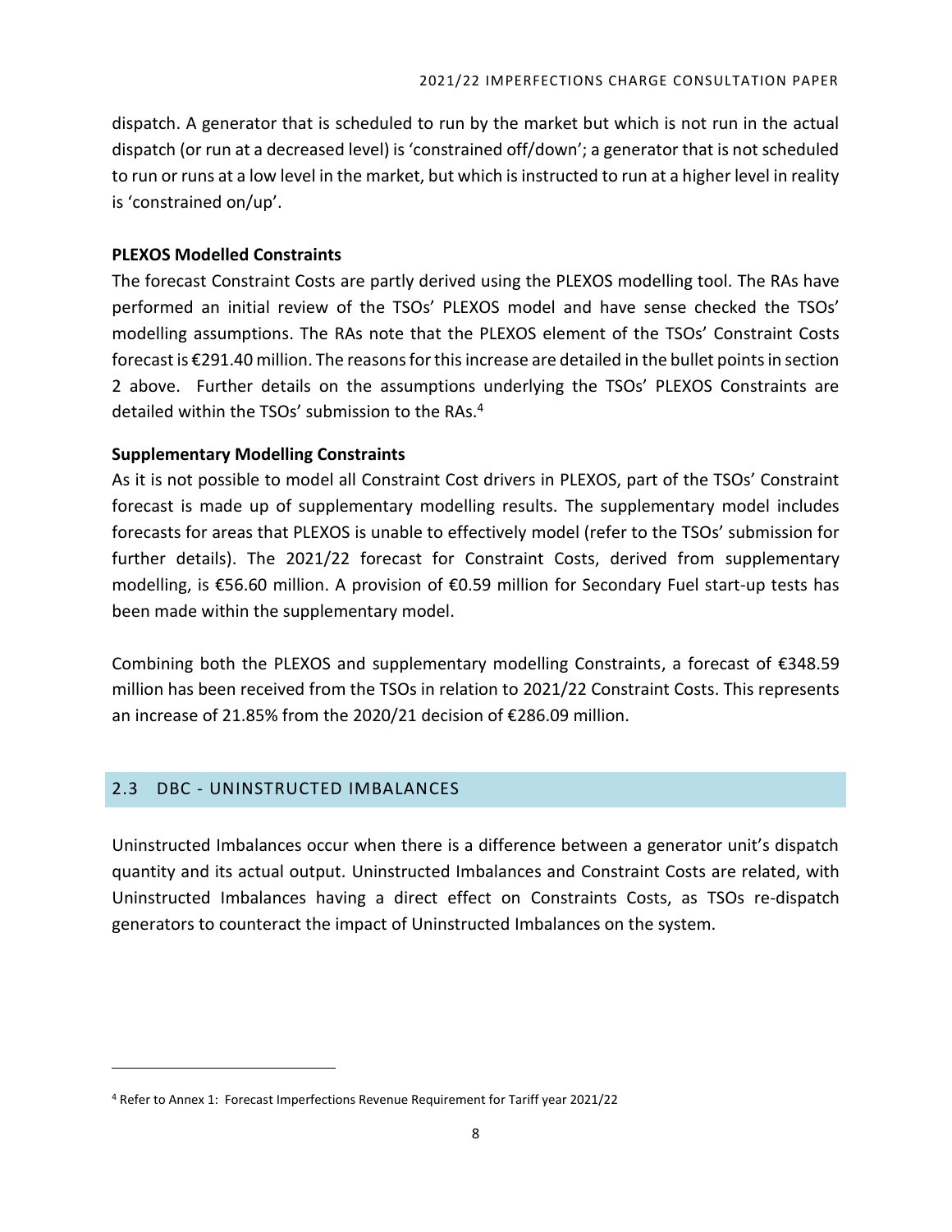dispatch. A generator that is scheduled to run by the market but which is not run in the actual dispatch (or run at a decreased level) is 'constrained off/down'; a generator that is not scheduled to run or runs at a low level in the market, but which is instructed to run at a higher level in reality is 'constrained on/up'.

**PLEXOS Modelled Constraints**

The forecast Constraint Costs are partly derived using the PLEXOS modelling tool. The RAs have performed an initial review of the TSOs' PLEXOS model and have sense checked the TSOs' modelling assumptions. The RAs note that the PLEXOS element of the TSOs' Constraint Costs forecast is €291.40 million. The reasons for this increase are detailed in the bullet points in section 2 above. Further details on the assumptions underlying the TSOs' PLEXOS Constraints are detailed within the TSOs' submission to the RAs.[4]

**Supplementary Modelling Constraints**

As it is not possible to model all Constraint Cost drivers in PLEXOS, part of the TSOs' Constraint forecast is made up of supplementary modelling results. The supplementary model includes forecasts for areas that PLEXOS is unable to effectively model (refer to the TSOs' submission for further details). The 2021/22 forecast for Constraint Costs, derived from supplementary modelling, is €56.60 million. A provision of €0.59 million for Secondary Fuel start-up tests has been made within the supplementary model.

Combining both the PLEXOS and supplementary modelling Constraints, a forecast of €348.59 million has been received from the TSOs in relation to 2021/22 Constraint Costs. This represents an increase of 21.85% from the 2020/21 decision of €286.09 million.

## 2.3 DBC - UNINSTRUCTED IMBALANCES

Uninstructed Imbalances occur when there is a difference between a generator unit's dispatch quantity and its actual output. Uninstructed Imbalances and Constraint Costs are related, with Uninstructed Imbalances having a direct effect on Constraints Costs, as TSOs re-dispatch generators to counteract the impact of Uninstructed Imbalances on the system.

[4] Refer to Annex 1: Forecast Imperfections Revenue Requirement for Tariff year 2021/22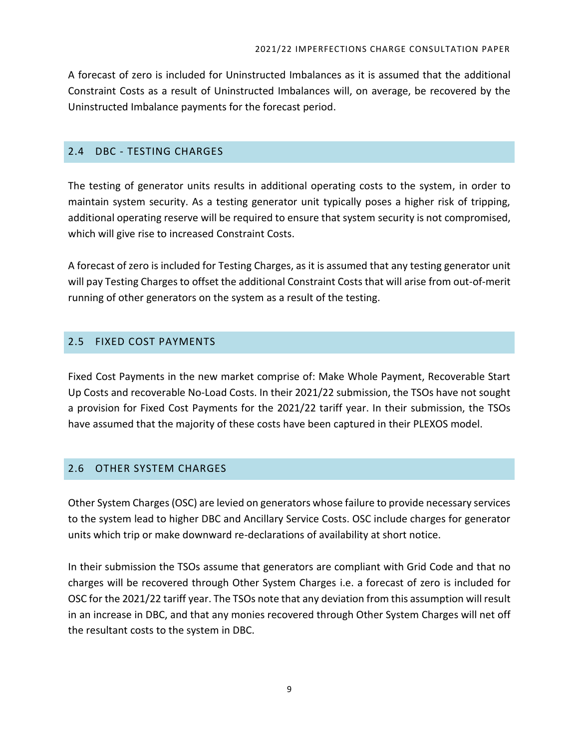A forecast of zero is included for Uninstructed Imbalances as it is assumed that the additional Constraint Costs as a result of Uninstructed Imbalances will, on average, be recovered by the Uninstructed Imbalance payments for the forecast period.

## 2.4 DBC - TESTING CHARGES

The testing of generator units results in additional operating costs to the system, in order to maintain system security. As a testing generator unit typically poses a higher risk of tripping, additional operating reserve will be required to ensure that system security is not compromised, which will give rise to increased Constraint Costs.

A forecast of zero is included for Testing Charges, as it is assumed that any testing generator unit will pay Testing Charges to offset the additional Constraint Costs that will arise from out-of-merit running of other generators on the system as a result of the testing.

## 2.5 FIXED COST PAYMENTS

Fixed Cost Payments in the new market comprise of: Make Whole Payment, Recoverable Start Up Costs and recoverable No-Load Costs. In their 2021/22 submission, the TSOs have not sought a provision for Fixed Cost Payments for the 2021/22 tariff year. In their submission, the TSOs have assumed that the majority of these costs have been captured in their PLEXOS model.

## 2.6 OTHER SYSTEM CHARGES

Other System Charges (OSC) are levied on generators whose failure to provide necessary services to the system lead to higher DBC and Ancillary Service Costs. OSC include charges for generator units which trip or make downward re-declarations of availability at short notice.

In their submission the TSOs assume that generators are compliant with Grid Code and that no charges will be recovered through Other System Charges i.e. a forecast of zero is included for OSC for the 2021/22 tariff year. The TSOs note that any deviation from this assumption will result in an increase in DBC, and that any monies recovered through Other System Charges will net off the resultant costs to the system in DBC.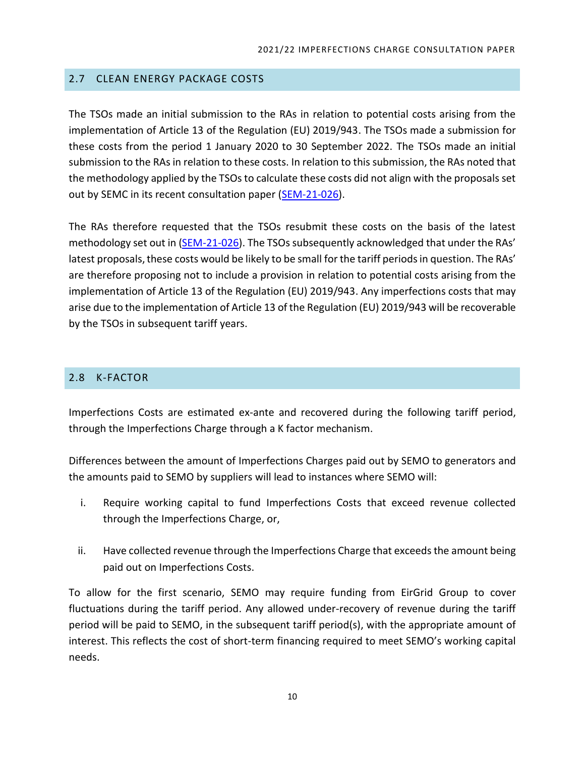## 2.7 CLEAN ENERGY PACKAGE COSTS

The TSOs made an initial submission to the RAs in relation to potential costs arising from the implementation of Article 13 of the Regulation (EU) 2019/943. The TSOs made a submission for these costs from the period 1 January 2020 to 30 September 2022. The TSOs made an initial submission to the RAs in relation to these costs. In relation to this submission, the RAs noted that the methodology applied by the TSOs to calculate these costs did not align with the proposals set out by SEMC in its recent consultation paper (SEM-21-026).

The RAs therefore requested that the TSOs resubmit these costs on the basis of the latest methodology set out in (SEM-21-026). The TSOs subsequently acknowledged that under the RAs' latest proposals, these costs would be likely to be small for the tariff periods in question. The RAs' are therefore proposing not to include a provision in relation to potential costs arising from the implementation of Article 13 of the Regulation (EU) 2019/943. Any imperfections costs that may arise due to the implementation of Article 13 of the Regulation (EU) 2019/943 will be recoverable by the TSOs in subsequent tariff years.

## 2.8 K-FACTOR

Imperfections Costs are estimated ex-ante and recovered during the following tariff period, through the Imperfections Charge through a K factor mechanism.

Differences between the amount of Imperfections Charges paid out by SEMO to generators and the amounts paid to SEMO by suppliers will lead to instances where SEMO will:

i. Require working capital to fund Imperfections Costs that exceed revenue collected through the Imperfections Charge, or,

ii. Have collected revenue through the Imperfections Charge that exceeds the amount being paid out on Imperfections Costs.

To allow for the first scenario, SEMO may require funding from EirGrid Group to cover fluctuations during the tariff period. Any allowed under-recovery of revenue during the tariff period will be paid to SEMO, in the subsequent tariff period(s), with the appropriate amount of interest. This reflects the cost of short-term financing required to meet SEMO's working capital needs.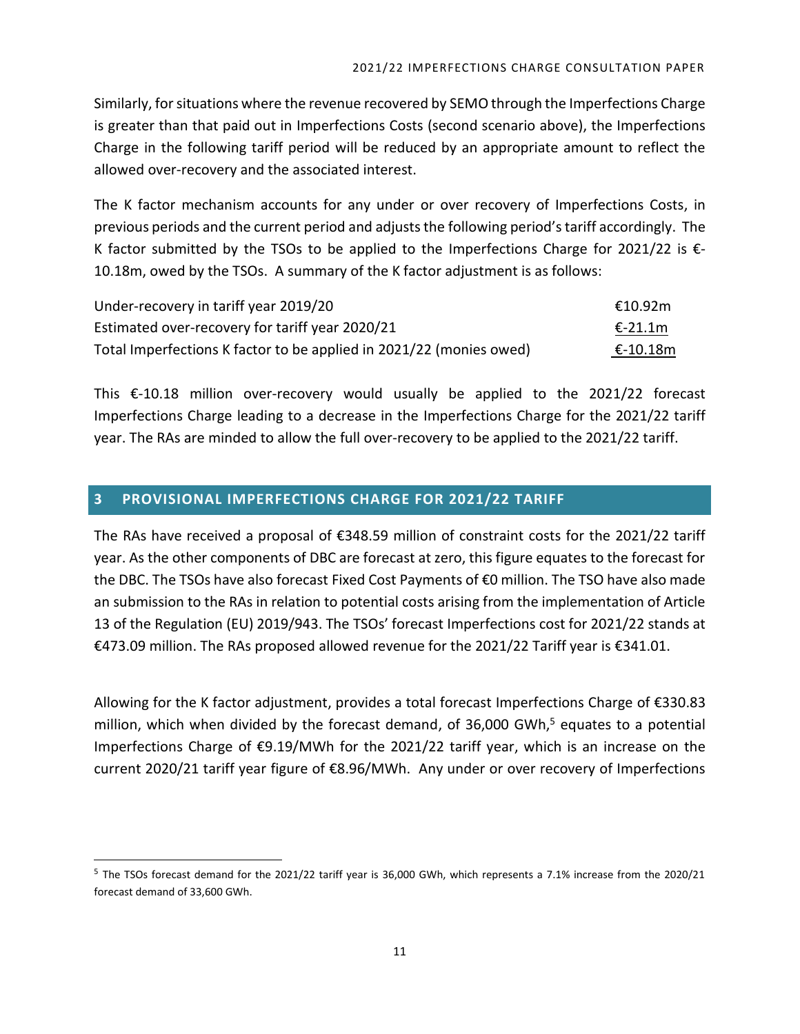Similarly, for situations where the revenue recovered by SEMO through the Imperfections Charge is greater than that paid out in Imperfections Costs (second scenario above), the Imperfections Charge in the following tariff period will be reduced by an appropriate amount to reflect the allowed over-recovery and the associated interest.

The K factor mechanism accounts for any under or over recovery of Imperfections Costs, in previous periods and the current period and adjusts the following period's tariff accordingly. The K factor submitted by the TSOs to be applied to the Imperfections Charge for 2021/22 is €-10.18m, owed by the TSOs. A summary of the K factor adjustment is as follows:

| | |
|---|---|
| Under-recovery in tariff year 2019/20 | €10.92m |
| Estimated over-recovery for tariff year 2020/21 | €-21.1m |
| Total Imperfections K factor to be applied in 2021/22 (monies owed) | €-10.18m |

This €-10.18 million over-recovery would usually be applied to the 2021/22 forecast Imperfections Charge leading to a decrease in the Imperfections Charge for the 2021/22 tariff year. The RAs are minded to allow the full over-recovery to be applied to the 2021/22 tariff.

## 3 PROVISIONAL IMPERFECTIONS CHARGE FOR 2021/22 TARIFF

The RAs have received a proposal of €348.59 million of constraint costs for the 2021/22 tariff year. As the other components of DBC are forecast at zero, this figure equates to the forecast for the DBC. The TSOs have also forecast Fixed Cost Payments of €0 million. The TSO have also made an submission to the RAs in relation to potential costs arising from the implementation of Article 13 of the Regulation (EU) 2019/943. The TSOs' forecast Imperfections cost for 2021/22 stands at €473.09 million. The RAs proposed allowed revenue for the 2021/22 Tariff year is €341.01.

Allowing for the K factor adjustment, provides a total forecast Imperfections Charge of €330.83 million, which when divided by the forecast demand, of 36,000 GWh,[5] equates to a potential Imperfections Charge of €9.19/MWh for the 2021/22 tariff year, which is an increase on the current 2020/21 tariff year figure of €8.96/MWh. Any under or over recovery of Imperfections

[5] The TSOs forecast demand for the 2021/22 tariff year is 36,000 GWh, which represents a 7.1% increase from the 2020/21 forecast demand of 33,600 GWh.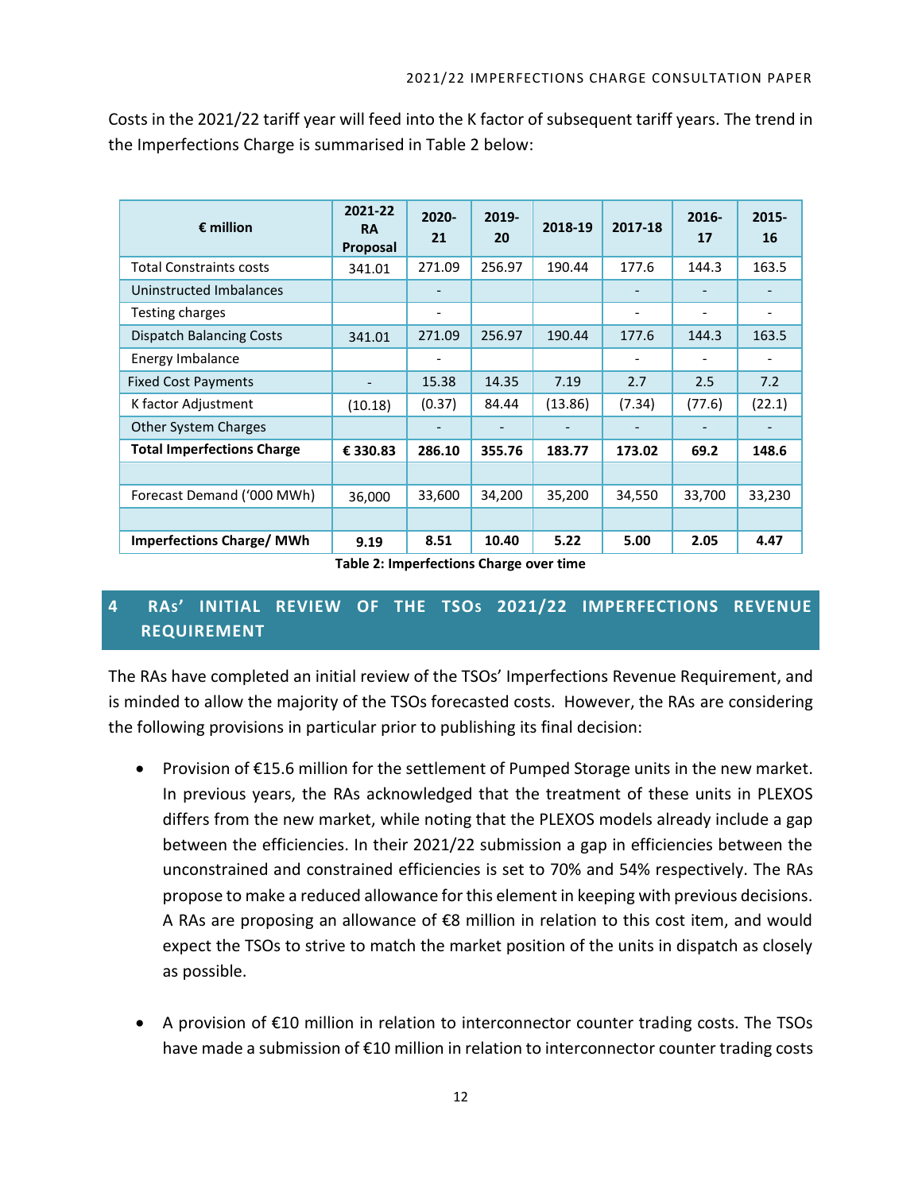Costs in the 2021/22 tariff year will feed into the K factor of subsequent tariff years. The trend in the Imperfections Charge is summarised in Table 2 below:

| € million | 2021-22 RA Proposal | 2020-21 | 2019-20 | 2018-19 | 2017-18 | 2016-17 | 2015-16 |
|---|---|---|---|---|---|---|---|
| Total Constraints costs | 341.01 | 271.09 | 256.97 | 190.44 | 177.6 | 144.3 | 163.5 |
| Uninstructed Imbalances | | - | | | - | - | - |
| Testing charges | | - | | | - | - | - |
| Dispatch Balancing Costs | 341.01 | 271.09 | 256.97 | 190.44 | 177.6 | 144.3 | 163.5 |
| Energy Imbalance | | - | | | - | - | - |
| Fixed Cost Payments | - | 15.38 | 14.35 | 7.19 | 2.7 | 2.5 | 7.2 |
| K factor Adjustment | (10.18) | (0.37) | 84.44 | (13.86) | (7.34) | (77.6) | (22.1) |
| Other System Charges | | - | - | - | - | - | - |
| **Total Imperfections Charge** | **€ 330.83** | **286.10** | **355.76** | **183.77** | **173.02** | **69.2** | **148.6** |
| | | | | | | | |
| Forecast Demand ('000 MWh) | 36,000 | 33,600 | 34,200 | 35,200 | 34,550 | 33,700 | 33,230 |
| | | | | | | | |
| **Imperfections Charge/ MWh** | **9.19** | **8.51** | **10.40** | **5.22** | **5.00** | **2.05** | **4.47** |

**Table 2: Imperfections Charge over time**

# 4 RAs' INITIAL REVIEW OF THE TSOs 2021/22 IMPERFECTIONS REVENUE REQUIREMENT

The RAs have completed an initial review of the TSOs' Imperfections Revenue Requirement, and is minded to allow the majority of the TSOs forecasted costs. However, the RAs are considering the following provisions in particular prior to publishing its final decision:

- Provision of €15.6 million for the settlement of Pumped Storage units in the new market. In previous years, the RAs acknowledged that the treatment of these units in PLEXOS differs from the new market, while noting that the PLEXOS models already include a gap between the efficiencies. In their 2021/22 submission a gap in efficiencies between the unconstrained and constrained efficiencies is set to 70% and 54% respectively. The RAs propose to make a reduced allowance for this element in keeping with previous decisions. A RAs are proposing an allowance of €8 million in relation to this cost item, and would expect the TSOs to strive to match the market position of the units in dispatch as closely as possible.

- A provision of €10 million in relation to interconnector counter trading costs. The TSOs have made a submission of €10 million in relation to interconnector counter trading costs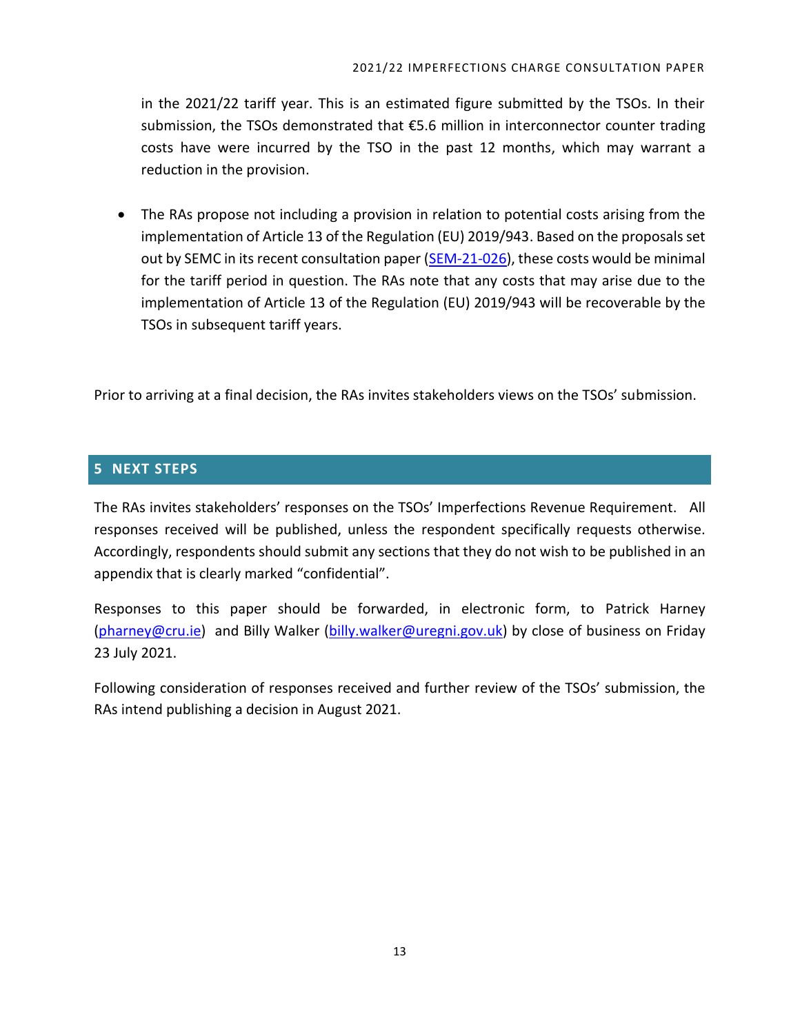in the 2021/22 tariff year. This is an estimated figure submitted by the TSOs. In their submission, the TSOs demonstrated that €5.6 million in interconnector counter trading costs have were incurred by the TSO in the past 12 months, which may warrant a reduction in the provision.

- The RAs propose not including a provision in relation to potential costs arising from the implementation of Article 13 of the Regulation (EU) 2019/943. Based on the proposals set out by SEMC in its recent consultation paper (SEM-21-026), these costs would be minimal for the tariff period in question. The RAs note that any costs that may arise due to the implementation of Article 13 of the Regulation (EU) 2019/943 will be recoverable by the TSOs in subsequent tariff years.

Prior to arriving at a final decision, the RAs invites stakeholders views on the TSOs' submission.

## 5 NEXT STEPS

The RAs invites stakeholders' responses on the TSOs' Imperfections Revenue Requirement. All responses received will be published, unless the respondent specifically requests otherwise. Accordingly, respondents should submit any sections that they do not wish to be published in an appendix that is clearly marked "confidential".

Responses to this paper should be forwarded, in electronic form, to Patrick Harney (pharney@cru.ie) and Billy Walker (billy.walker@uregni.gov.uk) by close of business on Friday 23 July 2021.

Following consideration of responses received and further review of the TSOs' submission, the RAs intend publishing a decision in August 2021.